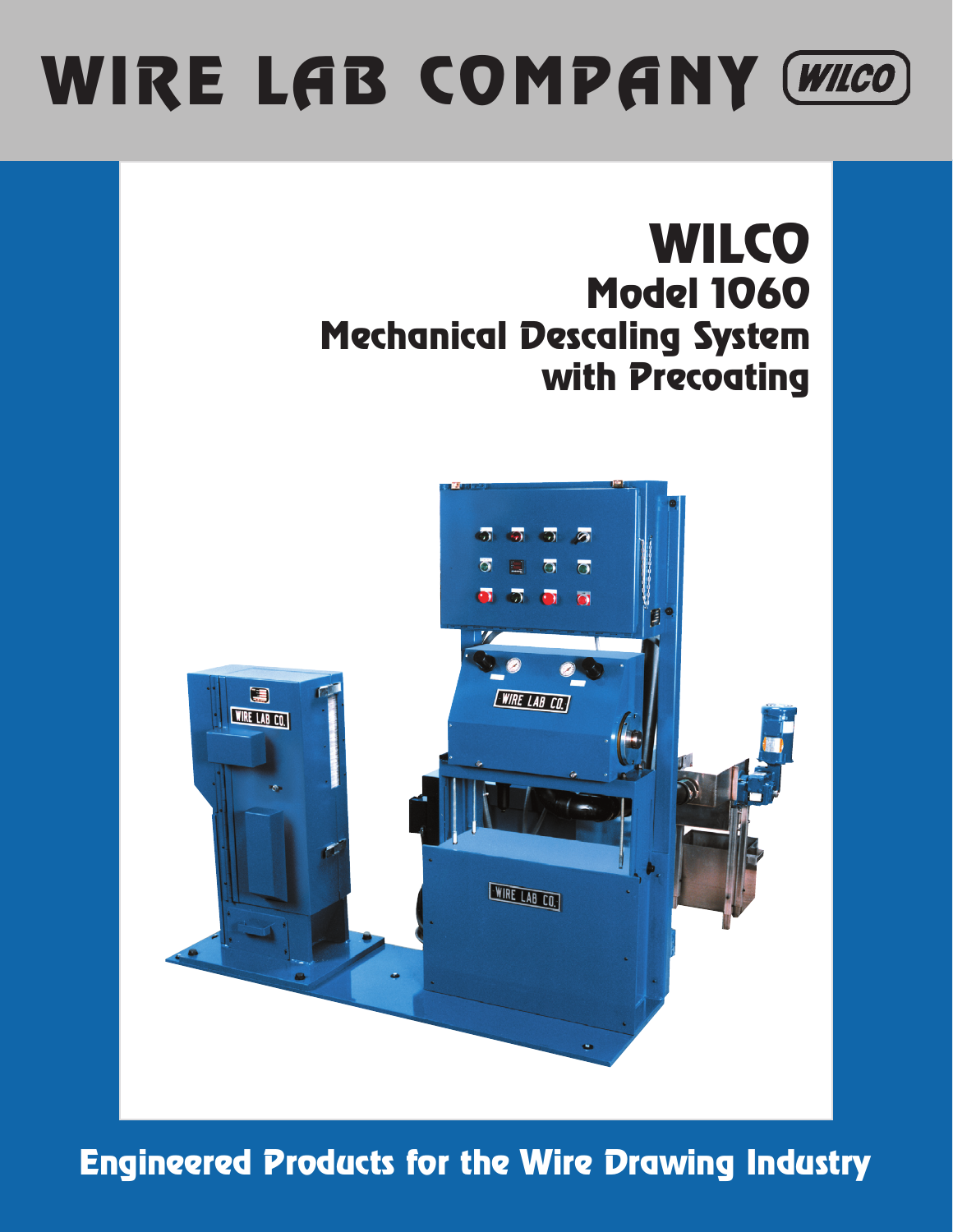# WIRE LAB COMPANY (WILCO)

## WILCO
## Model 1060
## Mechanical Descaling System with Precoating

**Engineered Products for the Wire Drawing Industry**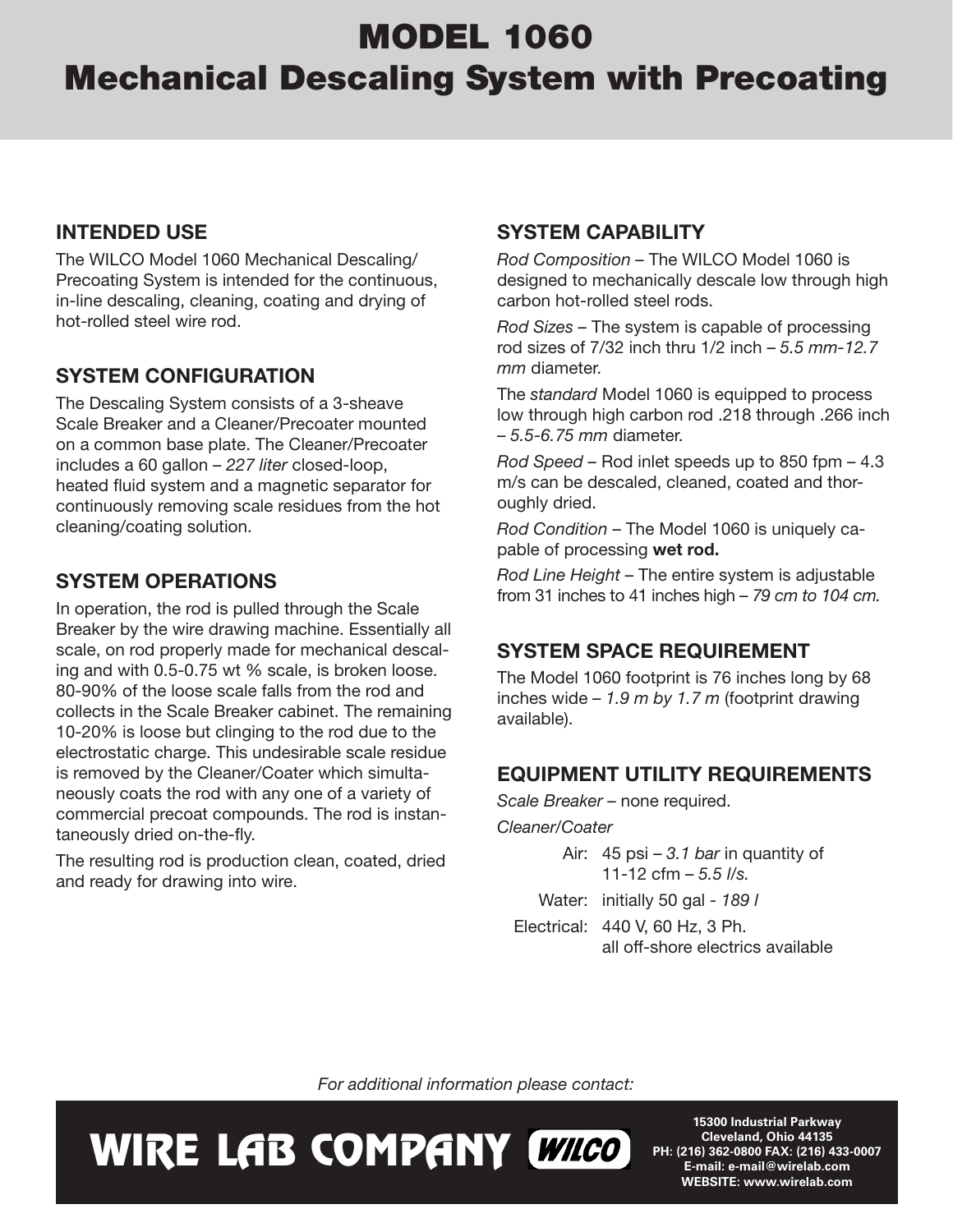# MODEL 1060
# Mechanical Descaling System with Precoating

## INTENDED USE

The WILCO Model 1060 Mechanical Descaling/Precoating System is intended for the continuous, in-line descaling, cleaning, coating and drying of hot-rolled steel wire rod.

## SYSTEM CONFIGURATION

The Descaling System consists of a 3-sheave Scale Breaker and a Cleaner/Precoater mounted on a common base plate. The Cleaner/Precoater includes a 60 gallon – *227 liter* closed-loop, heated fluid system and a magnetic separator for continuously removing scale residues from the hot cleaning/coating solution.

## SYSTEM OPERATIONS

In operation, the rod is pulled through the Scale Breaker by the wire drawing machine. Essentially all scale, on rod properly made for mechanical descaling and with 0.5-0.75 wt % scale, is broken loose. 80-90% of the loose scale falls from the rod and collects in the Scale Breaker cabinet. The remaining 10-20% is loose but clinging to the rod due to the electrostatic charge. This undesirable scale residue is removed by the Cleaner/Coater which simultaneously coats the rod with any one of a variety of commercial precoat compounds. The rod is instantaneously dried on-the-fly.

The resulting rod is production clean, coated, dried and ready for drawing into wire.

## SYSTEM CAPABILITY

*Rod Composition* – The WILCO Model 1060 is designed to mechanically descale low through high carbon hot-rolled steel rods.

*Rod Sizes* – The system is capable of processing rod sizes of 7/32 inch thru 1/2 inch – *5.5 mm-12.7 mm* diameter.

The *standard* Model 1060 is equipped to process low through high carbon rod .218 through .266 inch – *5.5-6.75 mm* diameter.

*Rod Speed* – Rod inlet speeds up to 850 fpm – 4.3 m/s can be descaled, cleaned, coated and thoroughly dried.

*Rod Condition* – The Model 1060 is uniquely capable of processing **wet rod.**

*Rod Line Height* – The entire system is adjustable from 31 inches to 41 inches high – *79 cm to 104 cm.*

## SYSTEM SPACE REQUIREMENT

The Model 1060 footprint is 76 inches long by 68 inches wide – *1.9 m by 1.7 m* (footprint drawing available).

## EQUIPMENT UTILITY REQUIREMENTS

*Scale Breaker* – none required.

*Cleaner/Coater*

Air: 45 psi – *3.1 bar* in quantity of 11-12 cfm – *5.5 l/s.*

Water: initially 50 gal - *189 l*

Electrical: 440 V, 60 Hz, 3 Ph.
all off-shore electrics available

*For additional information please contact:*

**WIRE LAB COMPANY** **WILCO**

15300 Industrial Parkway
Cleveland, Ohio 44135
PH: (216) 362-0800 FAX: (216) 433-0007
E-mail: e-mail@wirelab.com
WEBSITE: www.wirelab.com